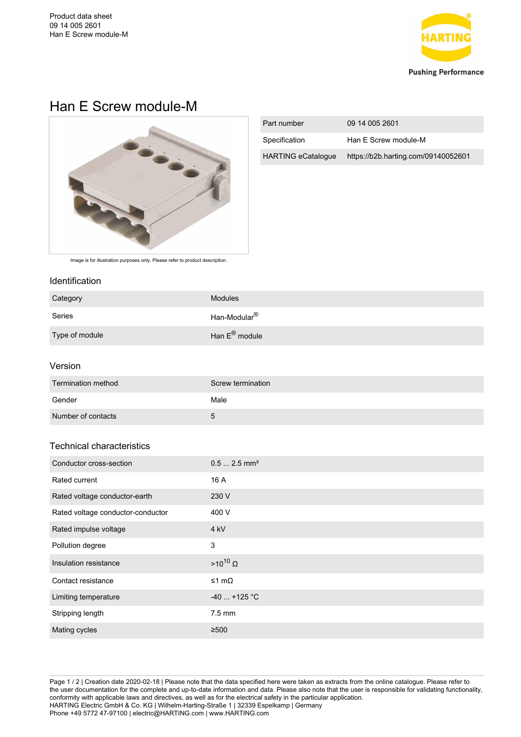Product data sheet
09 14 005 2601
Han E Screw module-M

# Han E Screw module-M

| Part number | 09 14 005 2601 |
|---|---|
| Specification | Han E Screw module-M |
| HARTING eCatalogue | https://b2b.harting.com/09140052601 |

Image is for illustration purposes only. Please refer to product description.

## Identification

| Category | Modules |
|---|---|
| Series | Han-Modular® |
| Type of module | Han E® module |

## Version

| Termination method | Screw termination |
|---|---|
| Gender | Male |
| Number of contacts | 5 |

## Technical characteristics

| Conductor cross-section | 0.5 ... 2.5 mm² |
|---|---|
| Rated current | 16 A |
| Rated voltage conductor-earth | 230 V |
| Rated voltage conductor-conductor | 400 V |
| Rated impulse voltage | 4 kV |
| Pollution degree | 3 |
| Insulation resistance | $>10^{10}$ Ω |
| Contact resistance | ≤1 mΩ |
| Limiting temperature | -40 ... +125 °C |
| Stripping length | 7.5 mm |
| Mating cycles | ≥500 |

Creation date 2020-02-18 | Please note that the data specified here were taken as extracts from the online catalogue. Please refer to the user documentation for the complete and up-to-date information and data. Please also note that the user is responsible for validating functionality, conformity with applicable laws and directives, as well as for the electrical safety in the particular application.
HARTING Electric GmbH & Co. KG | Wilhelm-Harting-Straße 1 | 32339 Espelkamp | Germany
Phone +49 5772 47-97100 | electric@HARTING.com | www.HARTING.com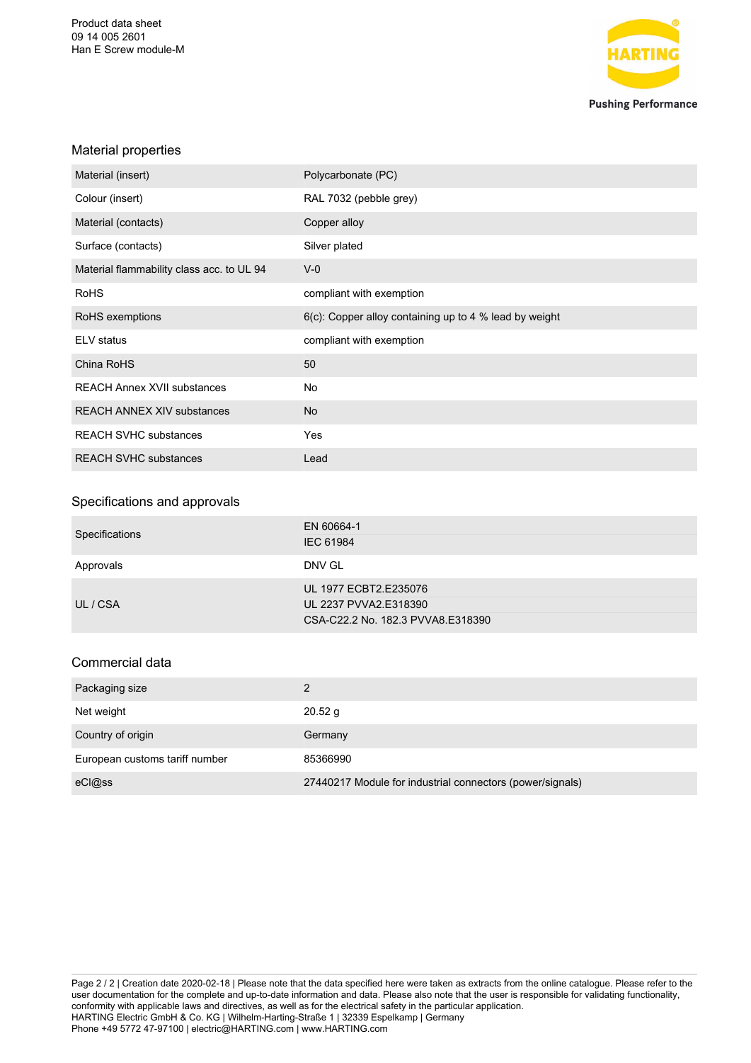## Material properties

| | |
|---|---|
| Material (insert) | Polycarbonate (PC) |
| Colour (insert) | RAL 7032 (pebble grey) |
| Material (contacts) | Copper alloy |
| Surface (contacts) | Silver plated |
| Material flammability class acc. to UL 94 | V-0 |
| RoHS | compliant with exemption |
| RoHS exemptions | 6(c): Copper alloy containing up to 4 % lead by weight |
| ELV status | compliant with exemption |
| China RoHS | 50 |
| REACH Annex XVII substances | No |
| REACH ANNEX XIV substances | No |
| REACH SVHC substances | Yes |
| REACH SVHC substances | Lead |

## Specifications and approvals

| | |
|---|---|
| Specifications | EN 60664-1<br>IEC 61984 |
| Approvals | DNV GL |
| UL / CSA | UL 1977 ECBT2.E235076<br>UL 2237 PVVA2.E318390<br>CSA-C22.2 No. 182.3 PVVA8.E318390 |

## Commercial data

| | |
|---|---|
| Packaging size | 2 |
| Net weight | 20.52 g |
| Country of origin | Germany |
| European customs tariff number | 85366990 |
| eCl@ss | 27440217 Module for industrial connectors (power/signals) |